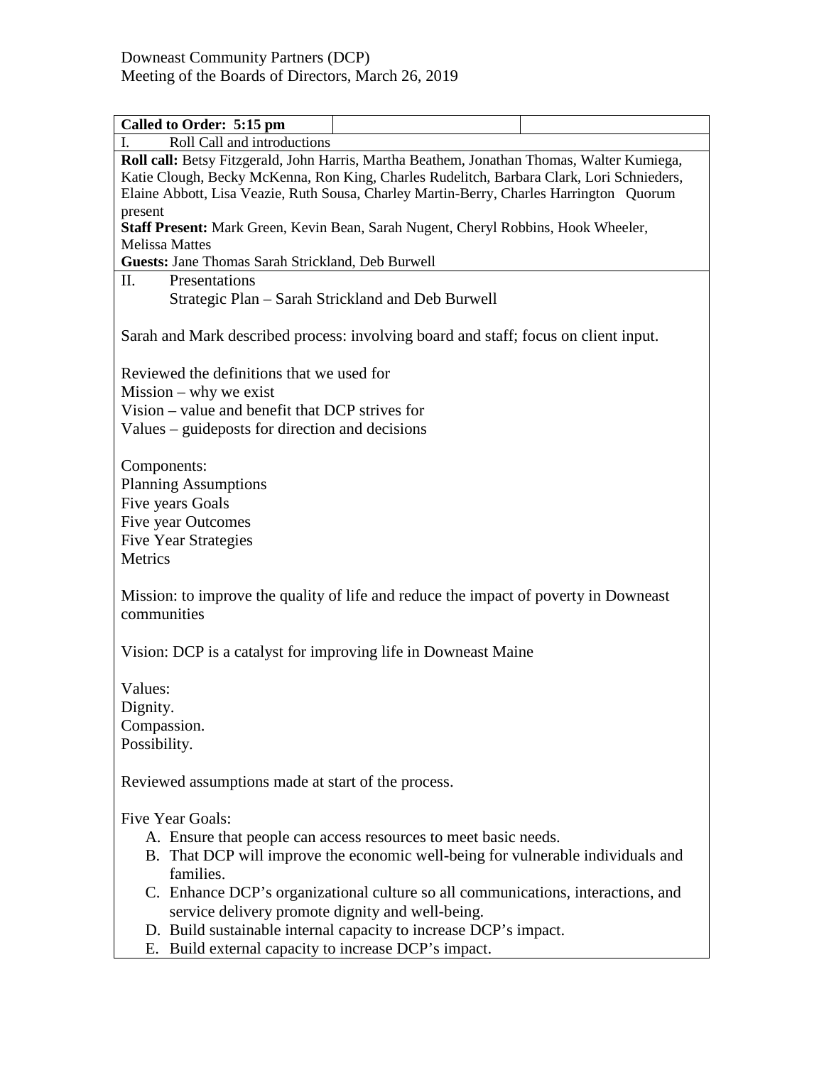Downeast Community Partners (DCP)
Meeting of the Boards of Directors, March 26, 2019

| **Called to Order: 5:15 pm** | | |
|---|---|---|

I. Roll Call and introductions

**Roll call:** Betsy Fitzgerald, John Harris, Martha Beathem, Jonathan Thomas, Walter Kumiega, Katie Clough, Becky McKenna, Ron King, Charles Rudelitch, Barbara Clark, Lori Schnieders, Elaine Abbott, Lisa Veazie, Ruth Sousa, Charley Martin-Berry, Charles Harrington Quorum present

**Staff Present:** Mark Green, Kevin Bean, Sarah Nugent, Cheryl Robbins, Hook Wheeler, Melissa Mattes

**Guests:** Jane Thomas Sarah Strickland, Deb Burwell

II. Presentations

Strategic Plan – Sarah Strickland and Deb Burwell

Sarah and Mark described process: involving board and staff; focus on client input.

Reviewed the definitions that we used for
Mission – why we exist
Vision – value and benefit that DCP strives for
Values – guideposts for direction and decisions

Components:
Planning Assumptions
Five years Goals
Five year Outcomes
Five Year Strategies
Metrics

Mission: to improve the quality of life and reduce the impact of poverty in Downeast communities

Vision: DCP is a catalyst for improving life in Downeast Maine

Values:
Dignity.
Compassion.
Possibility.

Reviewed assumptions made at start of the process.

Five Year Goals:

A. Ensure that people can access resources to meet basic needs.
B. That DCP will improve the economic well-being for vulnerable individuals and families.
C. Enhance DCP's organizational culture so all communications, interactions, and service delivery promote dignity and well-being.
D. Build sustainable internal capacity to increase DCP's impact.
E. Build external capacity to increase DCP's impact.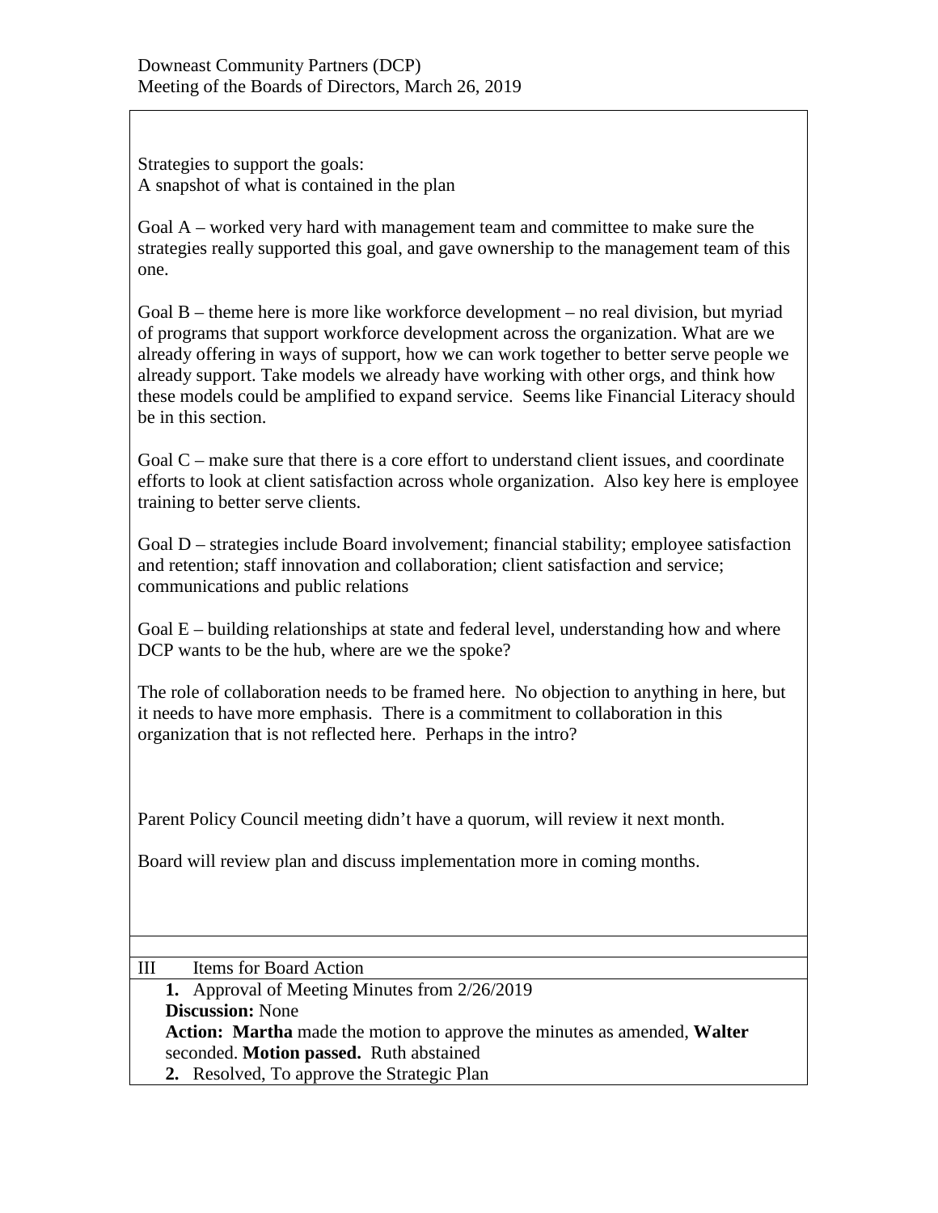Strategies to support the goals:
A snapshot of what is contained in the plan

Goal A – worked very hard with management team and committee to make sure the strategies really supported this goal, and gave ownership to the management team of this one.

Goal B – theme here is more like workforce development – no real division, but myriad of programs that support workforce development across the organization. What are we already offering in ways of support, how we can work together to better serve people we already support. Take models we already have working with other orgs, and think how these models could be amplified to expand service. Seems like Financial Literacy should be in this section.

Goal C – make sure that there is a core effort to understand client issues, and coordinate efforts to look at client satisfaction across whole organization. Also key here is employee training to better serve clients.

Goal D – strategies include Board involvement; financial stability; employee satisfaction and retention; staff innovation and collaboration; client satisfaction and service; communications and public relations

Goal E – building relationships at state and federal level, understanding how and where DCP wants to be the hub, where are we the spoke?

The role of collaboration needs to be framed here. No objection to anything in here, but it needs to have more emphasis. There is a commitment to collaboration in this organization that is not reflected here. Perhaps in the intro?

Parent Policy Council meeting didn't have a quorum, will review it next month.

Board will review plan and discuss implementation more in coming months.

III Items for Board Action

1. Approval of Meeting Minutes from 2/26/2019
   **Discussion:** None
   **Action: Martha** made the motion to approve the minutes as amended, **Walter** seconded. **Motion passed.** Ruth abstained
2. Resolved, To approve the Strategic Plan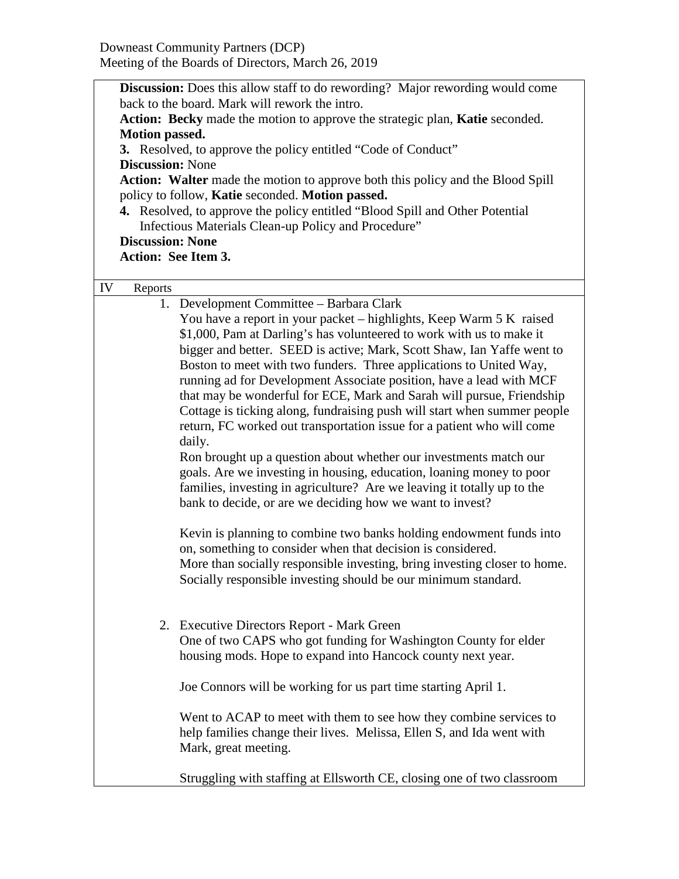**Discussion:** Does this allow staff to do rewording? Major rewording would come back to the board. Mark will rework the intro.

**Action: Becky** made the motion to approve the strategic plan, **Katie** seconded. **Motion passed.**

**3.** Resolved, to approve the policy entitled "Code of Conduct"

**Discussion:** None

**Action: Walter** made the motion to approve both this policy and the Blood Spill policy to follow, **Katie** seconded. **Motion passed.**

**4.** Resolved, to approve the policy entitled "Blood Spill and Other Potential Infectious Materials Clean-up Policy and Procedure"

**Discussion: None**

**Action: See Item 3.**

## IV Reports

1. Development Committee – Barbara Clark

   You have a report in your packet – highlights, Keep Warm 5 K raised $1,000, Pam at Darling's has volunteered to work with us to make it bigger and better. SEED is active; Mark, Scott Shaw, Ian Yaffe went to Boston to meet with two funders. Three applications to United Way, running ad for Development Associate position, have a lead with MCF that may be wonderful for ECE, Mark and Sarah will pursue, Friendship Cottage is ticking along, fundraising push will start when summer people return, FC worked out transportation issue for a patient who will come daily.

   Ron brought up a question about whether our investments match our goals. Are we investing in housing, education, loaning money to poor families, investing in agriculture? Are we leaving it totally up to the bank to decide, or are we deciding how we want to invest?

   Kevin is planning to combine two banks holding endowment funds into on, something to consider when that decision is considered.
   More than socially responsible investing, bring investing closer to home. Socially responsible investing should be our minimum standard.

2. Executive Directors Report - Mark Green

   One of two CAPS who got funding for Washington County for elder housing mods. Hope to expand into Hancock county next year.

   Joe Connors will be working for us part time starting April 1.

   Went to ACAP to meet with them to see how they combine services to help families change their lives. Melissa, Ellen S, and Ida went with Mark, great meeting.

   Struggling with staffing at Ellsworth CE, closing one of two classroom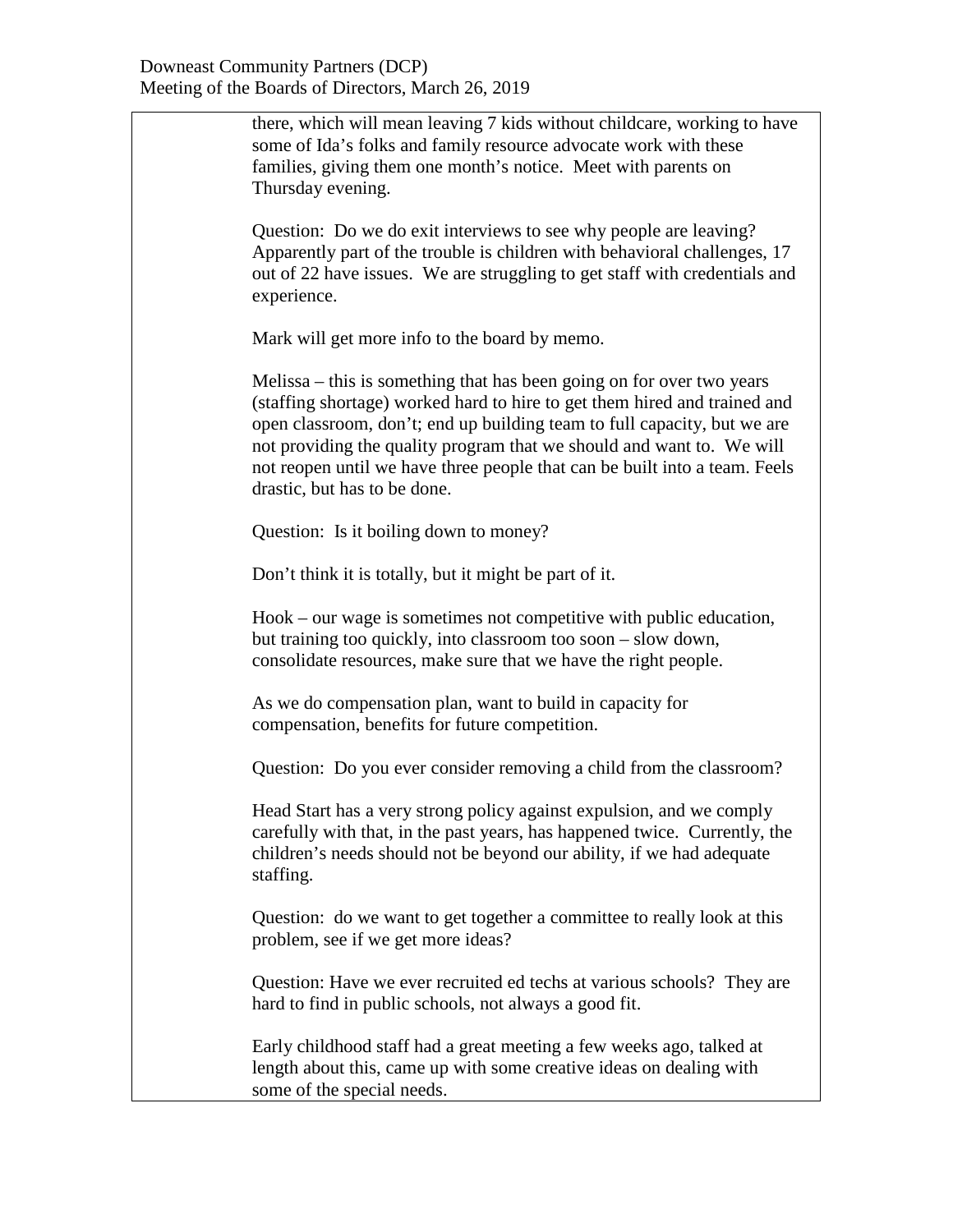there, which will mean leaving 7 kids without childcare, working to have some of Ida's folks and family resource advocate work with these families, giving them one month's notice. Meet with parents on Thursday evening.

Question: Do we do exit interviews to see why people are leaving? Apparently part of the trouble is children with behavioral challenges, 17 out of 22 have issues. We are struggling to get staff with credentials and experience.

Mark will get more info to the board by memo.

Melissa – this is something that has been going on for over two years (staffing shortage) worked hard to hire to get them hired and trained and open classroom, don't; end up building team to full capacity, but we are not providing the quality program that we should and want to. We will not reopen until we have three people that can be built into a team. Feels drastic, but has to be done.

Question: Is it boiling down to money?

Don't think it is totally, but it might be part of it.

Hook – our wage is sometimes not competitive with public education, but training too quickly, into classroom too soon – slow down, consolidate resources, make sure that we have the right people.

As we do compensation plan, want to build in capacity for compensation, benefits for future competition.

Question: Do you ever consider removing a child from the classroom?

Head Start has a very strong policy against expulsion, and we comply carefully with that, in the past years, has happened twice. Currently, the children's needs should not be beyond our ability, if we had adequate staffing.

Question: do we want to get together a committee to really look at this problem, see if we get more ideas?

Question: Have we ever recruited ed techs at various schools? They are hard to find in public schools, not always a good fit.

Early childhood staff had a great meeting a few weeks ago, talked at length about this, came up with some creative ideas on dealing with some of the special needs.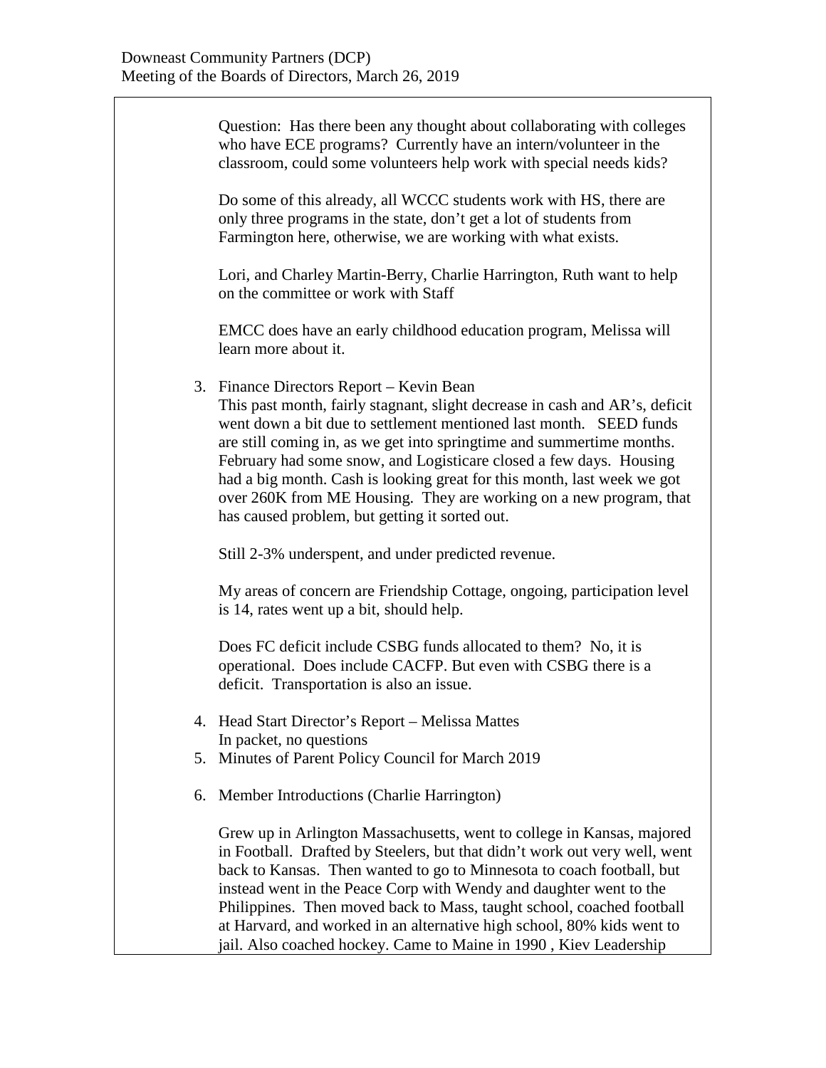Question: Has there been any thought about collaborating with colleges who have ECE programs? Currently have an intern/volunteer in the classroom, could some volunteers help work with special needs kids?

Do some of this already, all WCCC students work with HS, there are only three programs in the state, don't get a lot of students from Farmington here, otherwise, we are working with what exists.

Lori, and Charley Martin-Berry, Charlie Harrington, Ruth want to help on the committee or work with Staff

EMCC does have an early childhood education program, Melissa will learn more about it.

3. Finance Directors Report – Kevin Bean
   This past month, fairly stagnant, slight decrease in cash and AR's, deficit went down a bit due to settlement mentioned last month. SEED funds are still coming in, as we get into springtime and summertime months. February had some snow, and Logisticare closed a few days. Housing had a big month. Cash is looking great for this month, last week we got over 260K from ME Housing. They are working on a new program, that has caused problem, but getting it sorted out.

   Still 2-3% underspent, and under predicted revenue.

   My areas of concern are Friendship Cottage, ongoing, participation level is 14, rates went up a bit, should help.

   Does FC deficit include CSBG funds allocated to them? No, it is operational. Does include CACFP. But even with CSBG there is a deficit. Transportation is also an issue.

4. Head Start Director's Report – Melissa Mattes
   In packet, no questions
5. Minutes of Parent Policy Council for March 2019

6. Member Introductions (Charlie Harrington)

   Grew up in Arlington Massachusetts, went to college in Kansas, majored in Football. Drafted by Steelers, but that didn't work out very well, went back to Kansas. Then wanted to go to Minnesota to coach football, but instead went in the Peace Corp with Wendy and daughter went to the Philippines. Then moved back to Mass, taught school, coached football at Harvard, and worked in an alternative high school, 80% kids went to jail. Also coached hockey. Came to Maine in 1990 , Kiev Leadership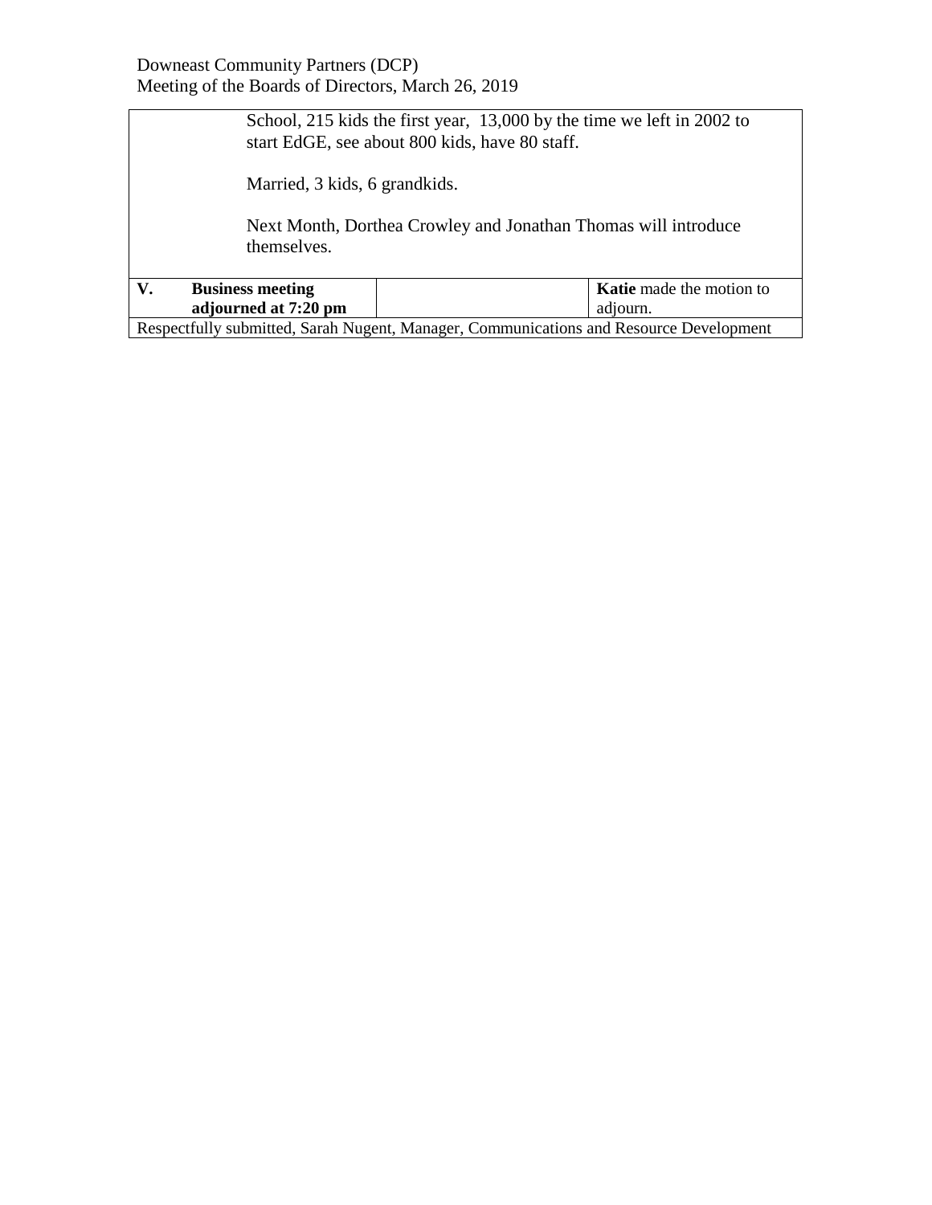| | | |
|---|---|---|
| | School, 215 kids the first year, 13,000 by the time we left in 2002 to start EdGE, see about 800 kids, have 80 staff.<br><br>Married, 3 kids, 6 grandkids.<br><br>Next Month, Dorthea Crowley and Jonathan Thomas will introduce themselves. | |
| **V. Business meeting adjourned at 7:20 pm** | | **Katie** made the motion to adjourn. |
| Respectfully submitted, Sarah Nugent, Manager, Communications and Resource Development | | |